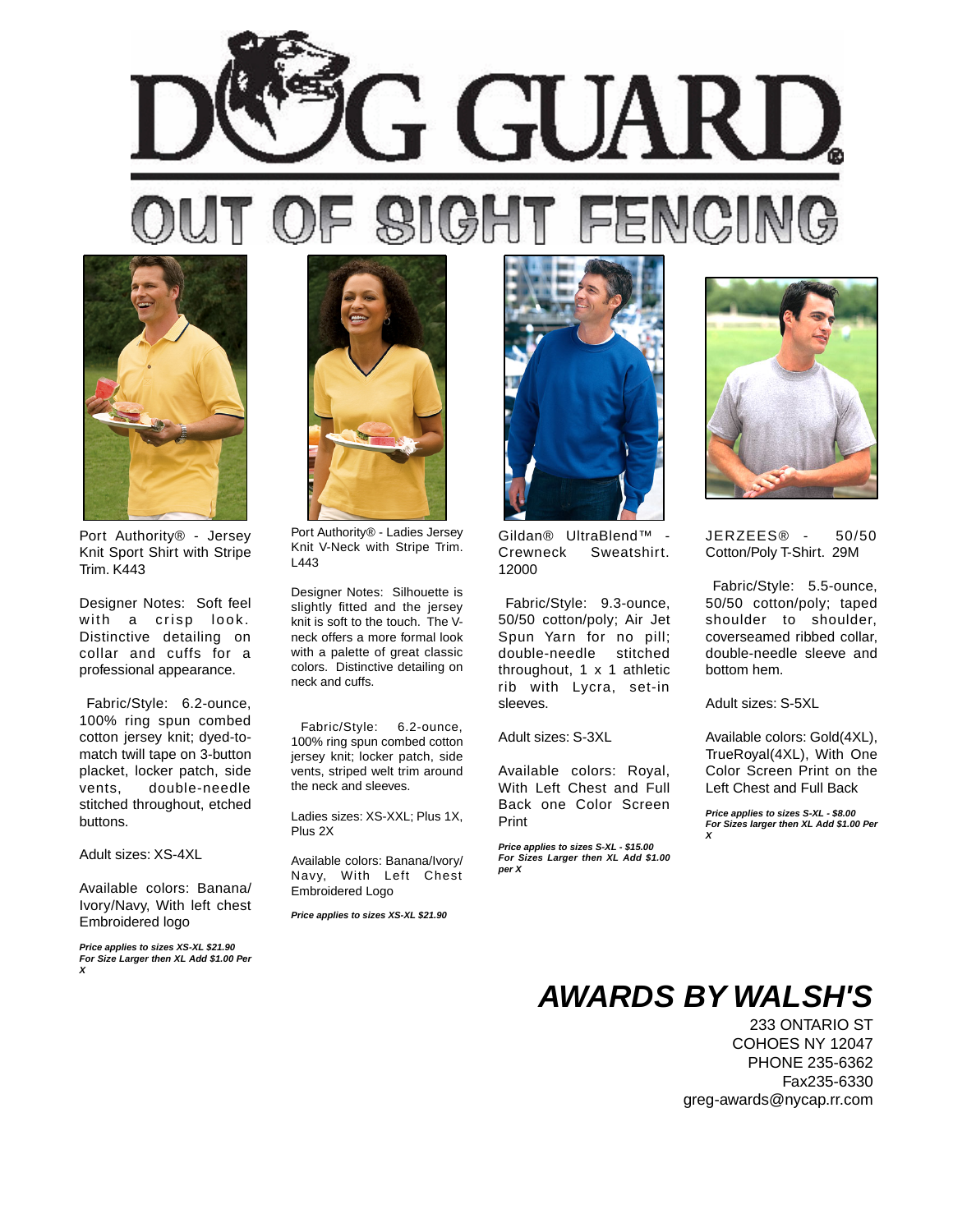# DOG GUARD®

## OUT OF SIGHT FENCING

Port Authority® - Jersey Knit Sport Shirt with Stripe Trim. K443

Designer Notes: Soft feel with a crisp look. Distinctive detailing on collar and cuffs for a professional appearance.

Fabric/Style: 6.2-ounce, 100% ring spun combed cotton jersey knit; dyed-to-match twill tape on 3-button placket, locker patch, side vents, double-needle stitched throughout, etched buttons.

Adult sizes: XS-4XL

Available colors: Banana/ Ivory/Navy, With left chest Embroidered logo

***Price applies to sizes XS-XL $21.90 For Size Larger then XL Add $1.00 Per X***

Port Authority® - Ladies Jersey Knit V-Neck with Stripe Trim. L443

Designer Notes: Silhouette is slightly fitted and the jersey knit is soft to the touch. The V-neck offers a more formal look with a palette of great classic colors. Distinctive detailing on neck and cuffs.

Fabric/Style: 6.2-ounce, 100% ring spun combed cotton jersey knit; locker patch, side vents, striped welt trim around the neck and sleeves.

Ladies sizes: XS-XXL; Plus 1X, Plus 2X

Available colors: Banana/Ivory/ Navy, With Left Chest Embroidered Logo

***Price applies to sizes XS-XL $21.90***

Gildan® UltraBlend™ - Crewneck Sweatshirt. 12000

Fabric/Style: 9.3-ounce, 50/50 cotton/poly; Air Jet Spun Yarn for no pill; double-needle stitched throughout, 1 x 1 athletic rib with Lycra, set-in sleeves.

Adult sizes: S-3XL

Available colors: Royal, With Left Chest and Full Back one Color Screen Print

***Price applies to sizes S-XL - $15.00 For Sizes Larger then XL Add $1.00 per X***

JERZEES® - 50/50 Cotton/Poly T-Shirt. 29M

Fabric/Style: 5.5-ounce, 50/50 cotton/poly; taped shoulder to shoulder, coverseamed ribbed collar, double-needle sleeve and bottom hem.

Adult sizes: S-5XL

Available colors: Gold(4XL), TrueRoyal(4XL), With One Color Screen Print on the Left Chest and Full Back

***Price applies to sizes S-XL - $8.00 For Sizes larger then XL Add $1.00 Per X***

## *AWARDS BY WALSH'S*

233 ONTARIO ST
COHOES NY 12047
PHONE 235-6362
Fax235-6330
greg-awards@nycap.rr.com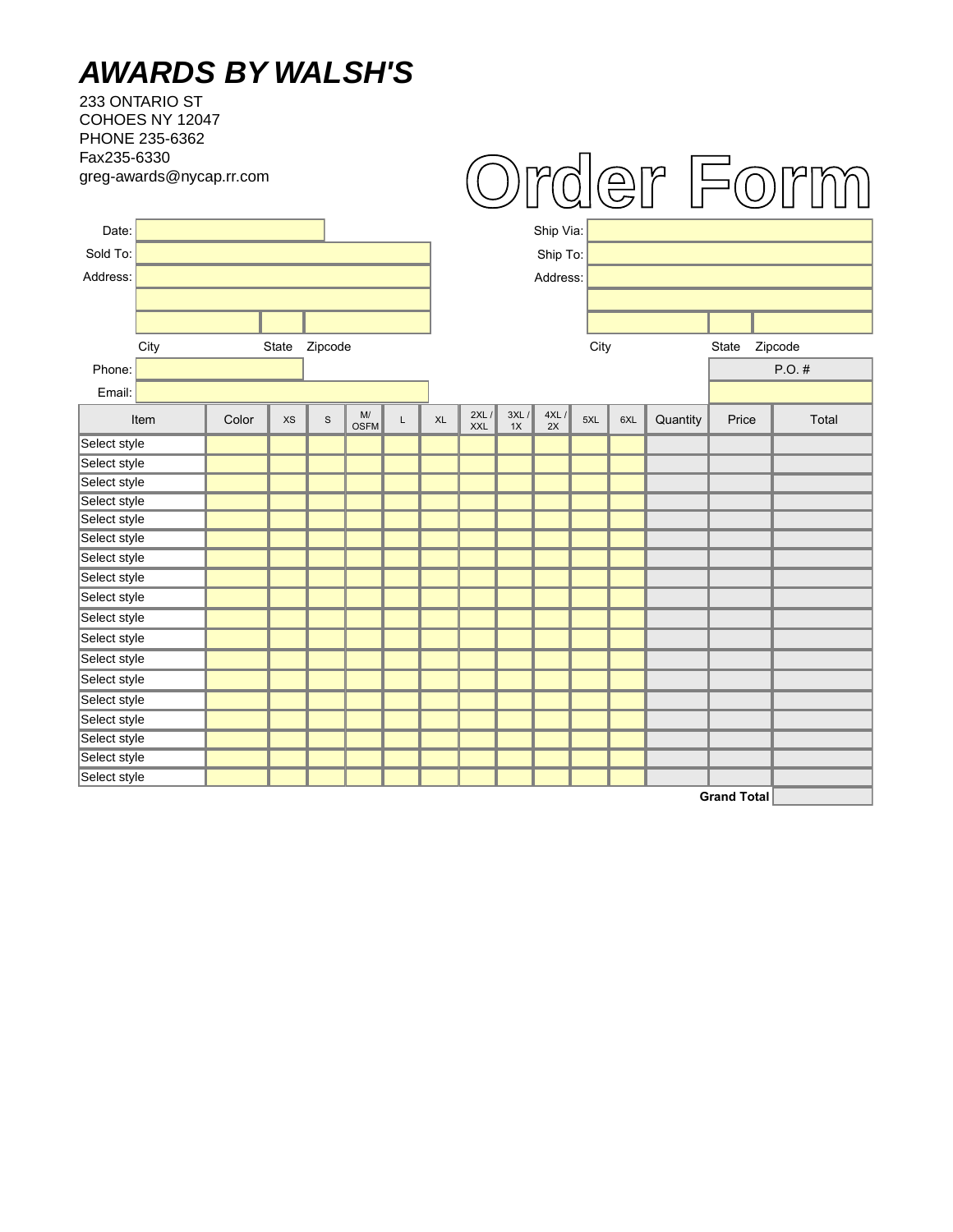# AWARDS BY WALSH'S

233 ONTARIO ST
COHOES NY 12047
PHONE 235-6362
Fax235-6330
greg-awards@nycap.rr.com

# Order Form

Date:

Sold To:

Address:

City State Zipcode

Phone:

Email:

Ship Via:

Ship To:

Address:

City State Zipcode

P.O. #

| Item | Color | XS | S | M/ OSFM | L | XL | 2XL / XXL | 3XL / 1X | 4XL / 2X | 5XL | 6XL | Quantity | Price | Total |
|---|---|---|---|---|---|---|---|---|---|---|---|---|---|---|
| Select style | | | | | | | | | | | | | | |
| Select style | | | | | | | | | | | | | | |
| Select style | | | | | | | | | | | | | | |
| Select style | | | | | | | | | | | | | | |
| Select style | | | | | | | | | | | | | | |
| Select style | | | | | | | | | | | | | | |
| Select style | | | | | | | | | | | | | | |
| Select style | | | | | | | | | | | | | | |
| Select style | | | | | | | | | | | | | | |
| Select style | | | | | | | | | | | | | | |
| Select style | | | | | | | | | | | | | | |
| Select style | | | | | | | | | | | | | | |
| Select style | | | | | | | | | | | | | | |
| Select style | | | | | | | | | | | | | | |
| Select style | | | | | | | | | | | | | | |
| Select style | | | | | | | | | | | | | | |
| Select style | | | | | | | | | | | | | | |
| Select style | | | | | | | | | | | | | | |
| | | | | | | | | | | | | | **Grand Total** | |